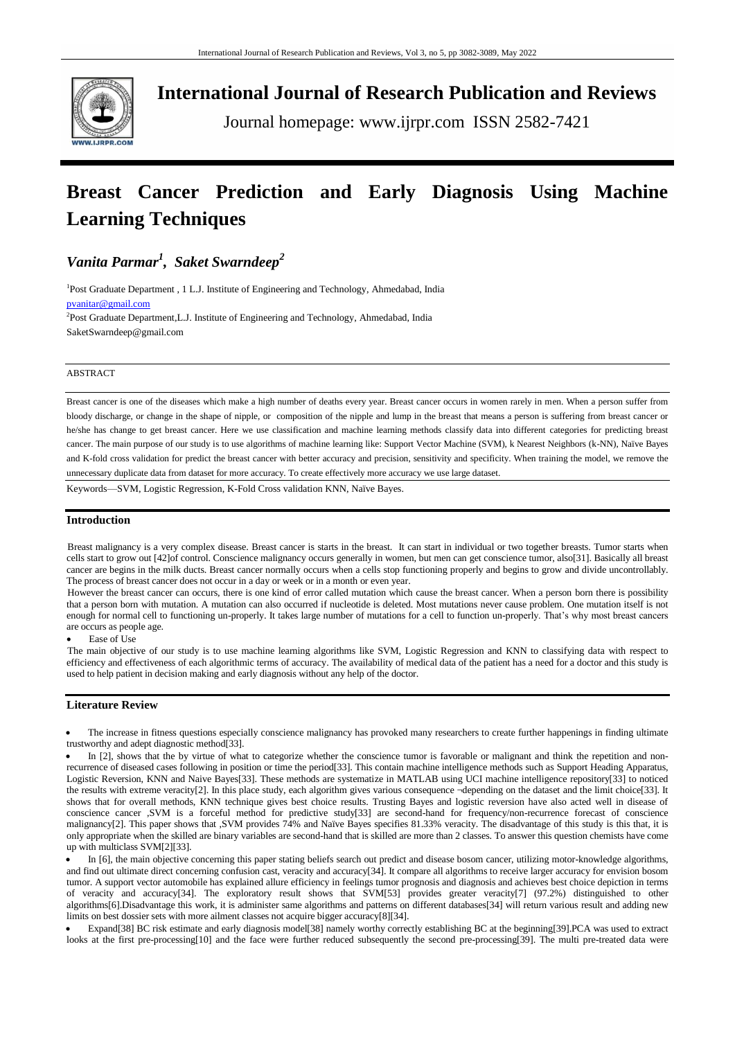# International Journal of Research Publication and Reviews

Journal homepage: www.ijrpr.com ISSN 2582-7421

# Breast Cancer Prediction and Early Diagnosis Using Machine Learning Techniques

***Vanita Parmar[1], Saket Swarndeep[2]***

[1]Post Graduate Department , 1 L.J. Institute of Engineering and Technology, Ahmedabad, India
pvanitar@gmail.com

[2]Post Graduate Department,L.J. Institute of Engineering and Technology, Ahmedabad, India
SaketSwarndeep@gmail.com

## ABSTRACT

Breast cancer is one of the diseases which make a high number of deaths every year. Breast cancer occurs in women rarely in men. When a person suffer from bloody discharge, or change in the shape of nipple, or composition of the nipple and lump in the breast that means a person is suffering from breast cancer or he/she has change to get breast cancer. Here we use classification and machine learning methods classify data into different categories for predicting breast cancer. The main purpose of our study is to use algorithms of machine learning like: Support Vector Machine (SVM), k Nearest Neighbors (k-NN), Naïve Bayes and K-fold cross validation for predict the breast cancer with better accuracy and precision, sensitivity and specificity. When training the model, we remove the unnecessary duplicate data from dataset for more accuracy. To create effectively more accuracy we use large dataset.

Keywords—SVM, Logistic Regression, K-Fold Cross validation KNN, Naïve Bayes.

## Introduction

Breast malignancy is a very complex disease. Breast cancer is starts in the breast. It can start in individual or two together breasts. Tumor starts when cells start to grow out [42]of control. Conscience malignancy occurs generally in women, but men can get conscience tumor, also[31]. Basically all breast cancer are begins in the milk ducts. Breast cancer normally occurs when a cells stop functioning properly and begins to grow and divide uncontrollably. The process of breast cancer does not occur in a day or week or in a month or even year.

However the breast cancer can occurs, there is one kind of error called mutation which cause the breast cancer. When a person born there is possibility that a person born with mutation. A mutation can also occurred if nucleotide is deleted. Most mutations never cause problem. One mutation itself is not enough for normal cell to functioning un-properly. It takes large number of mutations for a cell to function un-properly. That's why most breast cancers are occurs as people age.

- Ease of Use

The main objective of our study is to use machine learning algorithms like SVM, Logistic Regression and KNN to classifying data with respect to efficiency and effectiveness of each algorithmic terms of accuracy. The availability of medical data of the patient has a need for a doctor and this study is used to help patient in decision making and early diagnosis without any help of the doctor.

## Literature Review

- The increase in fitness questions especially conscience malignancy has provoked many researchers to create further happenings in finding ultimate trustworthy and adept diagnostic method[33].
- In [2], shows that the by virtue of what to categorize whether the conscience tumor is favorable or malignant and think the repetition and non-recurrence of diseased cases following in position or time the period[33]. This contain machine intelligence methods such as Support Heading Apparatus, Logistic Reversion, KNN and Naive Bayes[33]. These methods are systematize in MATLAB using UCI machine intelligence repository[33] to noticed the results with extreme veracity[2]. In this place study, each algorithm gives various consequence ¬depending on the dataset and the limit choice[33]. It shows that for overall methods, KNN technique gives best choice results. Trusting Bayes and logistic reversion have also acted well in disease of conscience cancer ,SVM is a forceful method for predictive study[33] are second-hand for frequency/non-recurrence forecast of conscience malignancy[2]. This paper shows that ,SVM provides 74% and Naïve Bayes specifies 81.33% veracity. The disadvantage of this study is this that, it is only appropriate when the skilled are binary variables are second-hand that is skilled are more than 2 classes. To answer this question chemists have come up with multiclass SVM[2][33].
- In [6], the main objective concerning this paper stating beliefs search out predict and disease bosom cancer, utilizing motor-knowledge algorithms, and find out ultimate direct concerning confusion cast, veracity and accuracy[34]. It compare all algorithms to receive larger accuracy for envision bosom tumor. A support vector automobile has explained allure efficiency in feelings tumor prognosis and diagnosis and achieves best choice depiction in terms of veracity and accuracy[34]. The exploratory result shows that SVM[53] provides greater veracity[7] (97.2%) distinguished to other algorithms[6].Disadvantage this work, it is administer same algorithms and patterns on different databases[34] will return various result and adding new limits on best dossier sets with more ailment classes not acquire bigger accuracy[8][34].
- Expand[38] BC risk estimate and early diagnosis model[38] namely worthy correctly establishing BC at the beginning[39].PCA was used to extract looks at the first pre-processing[10] and the face were further reduced subsequently the second pre-processing[39]. The multi pre-treated data were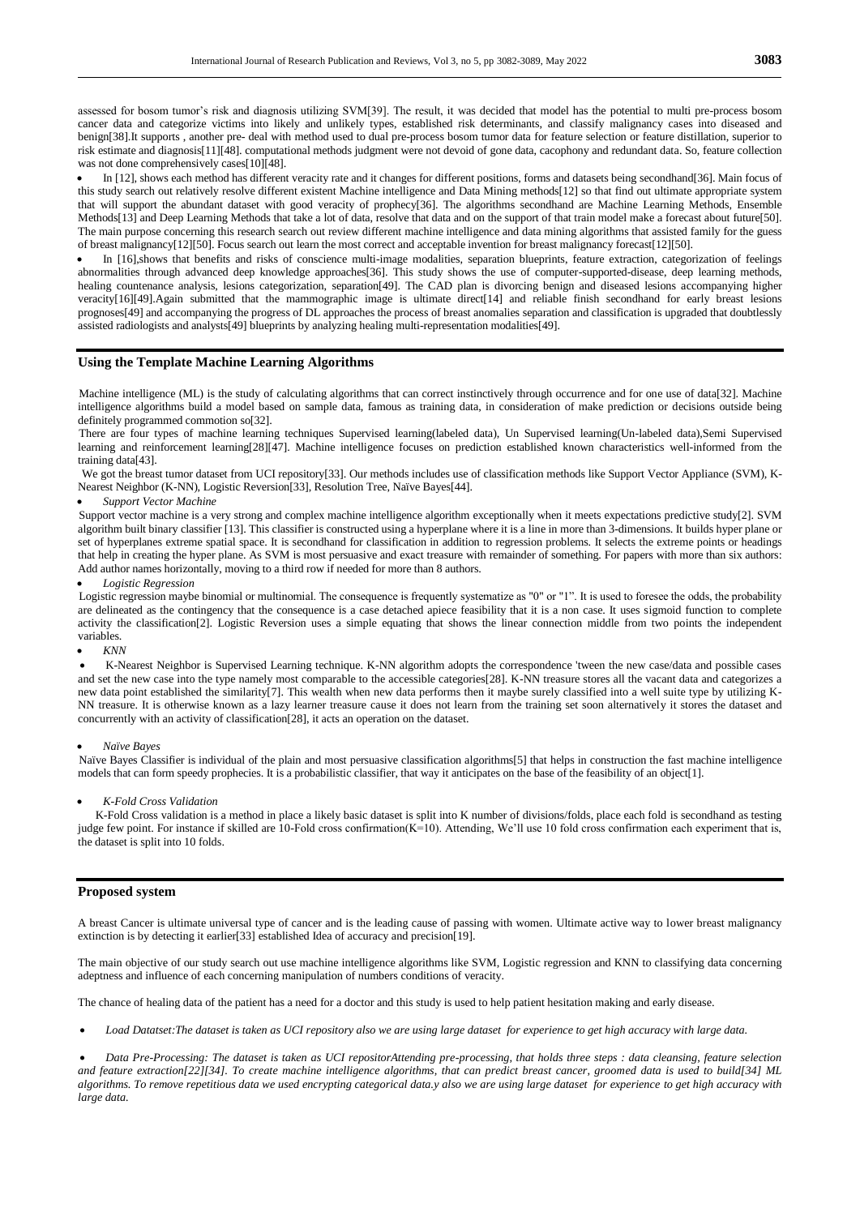assessed for bosom tumor's risk and diagnosis utilizing SVM[39]. The result, it was decided that model has the potential to multi pre-process bosom cancer data and categorize victims into likely and unlikely types, established risk determinants, and classify malignancy cases into diseased and benign[38].It supports , another pre- deal with method used to dual pre-process bosom tumor data for feature selection or feature distillation, superior to risk estimate and diagnosis[11][48]. computational methods judgment were not devoid of gone data, cacophony and redundant data. So, feature collection was not done comprehensively cases[10][48].

- In [12], shows each method has different veracity rate and it changes for different positions, forms and datasets being secondhand[36]. Main focus of this study search out relatively resolve different existent Machine intelligence and Data Mining methods[12] so that find out ultimate appropriate system that will support the abundant dataset with good veracity of prophecy[36]. The algorithms secondhand are Machine Learning Methods, Ensemble Methods[13] and Deep Learning Methods that take a lot of data, resolve that data and on the support of that train model make a forecast about future[50]. The main purpose concerning this research search out review different machine intelligence and data mining algorithms that assisted family for the guess of breast malignancy[12][50]. Focus search out learn the most correct and acceptable invention for breast malignancy forecast[12][50].
- In [16],shows that benefits and risks of conscience multi-image modalities, separation blueprints, feature extraction, categorization of feelings abnormalities through advanced deep knowledge approaches[36]. This study shows the use of computer-supported-disease, deep learning methods, healing countenance analysis, lesions categorization, separation[49]. The CAD plan is divorcing benign and diseased lesions accompanying higher veracity[16][49].Again submitted that the mammographic image is ultimate direct[14] and reliable finish secondhand for early breast lesions prognoses[49] and accompanying the progress of DL approaches the process of breast anomalies separation and classification is upgraded that doubtlessly assisted radiologists and analysts[49] blueprints by analyzing healing multi-representation modalities[49].

## Using the Template Machine Learning Algorithms

Machine intelligence (ML) is the study of calculating algorithms that can correct instinctively through occurrence and for one use of data[32]. Machine intelligence algorithms build a model based on sample data, famous as training data, in consideration of make prediction or decisions outside being definitely programmed commotion so[32].

There are four types of machine learning techniques Supervised learning(labeled data), Un Supervised learning(Un-labeled data),Semi Supervised learning and reinforcement learning[28][47]. Machine intelligence focuses on prediction established known characteristics well-informed from the training data[43].

We got the breast tumor dataset from UCI repository[33]. Our methods includes use of classification methods like Support Vector Appliance (SVM), K-Nearest Neighbor (K-NN), Logistic Reversion[33], Resolution Tree, Naïve Bayes[44].

- *Support Vector Machine*

Support vector machine is a very strong and complex machine intelligence algorithm exceptionally when it meets expectations predictive study[2]. SVM algorithm built binary classifier [13]. This classifier is constructed using a hyperplane where it is a line in more than 3-dimensions. It builds hyper plane or set of hyperplanes extreme spatial space. It is secondhand for classification in addition to regression problems. It selects the extreme points or headings that help in creating the hyper plane. As SVM is most persuasive and exact treasure with remainder of something. For papers with more than six authors: Add author names horizontally, moving to a third row if needed for more than 8 authors.

- *Logistic Regression*

Logistic regression maybe binomial or multinomial. The consequence is frequently systematize as "0" or "1". It is used to foresee the odds, the probability are delineated as the contingency that the consequence is a case detached apiece feasibility that it is a non case. It uses sigmoid function to complete activity the classification[2]. Logistic Reversion uses a simple equating that shows the linear connection middle from two points the independent variables.

- *KNN*

- K-Nearest Neighbor is Supervised Learning technique. K-NN algorithm adopts the correspondence 'tween the new case/data and possible cases and set the new case into the type namely most comparable to the accessible categories[28]. K-NN treasure stores all the vacant data and categorizes a new data point established the similarity[7]. This wealth when new data performs then it maybe surely classified into a well suite type by utilizing K-NN treasure. It is otherwise known as a lazy learner treasure cause it does not learn from the training set soon alternatively it stores the dataset and concurrently with an activity of classification[28], it acts an operation on the dataset.

- *Naïve Bayes*

Naïve Bayes Classifier is individual of the plain and most persuasive classification algorithms[5] that helps in construction the fast machine intelligence models that can form speedy prophecies. It is a probabilistic classifier, that way it anticipates on the base of the feasibility of an object[1].

- *K-Fold Cross Validation*

K-Fold Cross validation is a method in place a likely basic dataset is split into K number of divisions/folds, place each fold is secondhand as testing judge few point. For instance if skilled are 10-Fold cross confirmation(K=10). Attending, We'll use 10 fold cross confirmation each experiment that is, the dataset is split into 10 folds.

## Proposed system

A breast Cancer is ultimate universal type of cancer and is the leading cause of passing with women. Ultimate active way to lower breast malignancy extinction is by detecting it earlier[33] established Idea of accuracy and precision[19].

The main objective of our study search out use machine intelligence algorithms like SVM, Logistic regression and KNN to classifying data concerning adeptness and influence of each concerning manipulation of numbers conditions of veracity.

The chance of healing data of the patient has a need for a doctor and this study is used to help patient hesitation making and early disease.

- *Load Datatset:The dataset is taken as UCI repository also we are using large dataset for experience to get high accuracy with large data.*

- *Data Pre-Processing: The dataset is taken as UCI repositorAttending pre-processing, that holds three steps : data cleansing, feature selection and feature extraction[22][34]. To create machine intelligence algorithms, that can predict breast cancer, groomed data is used to build[34] ML algorithms. To remove repetitious data we used encrypting categorical data.y also we are using large dataset for experience to get high accuracy with large data.*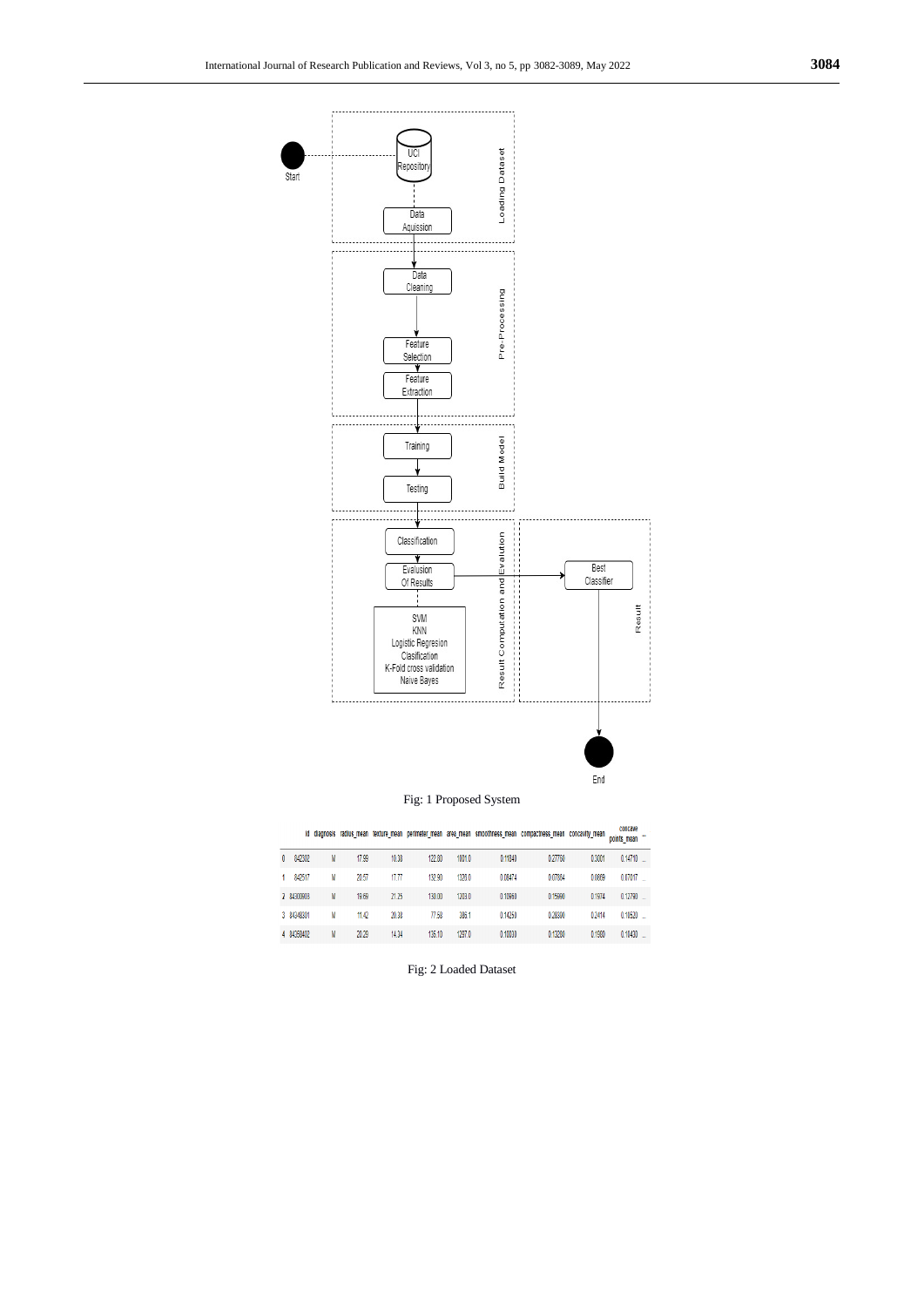Fig: 1 Proposed System

| | id | diagnosis | radius_mean | texture_mean | perimeter_mean | area_mean | smoothness_mean | compactness_mean | concavity_mean | concave points_mean | ... |
|---|---|---|---|---|---|---|---|---|---|---|---|
| 0 | 842302 | M | 17.99 | 10.38 | 122.80 | 1001.0 | 0.11840 | 0.27760 | 0.3001 | 0.14710 | ... |
| 1 | 842517 | M | 20.57 | 17.77 | 132.90 | 1326.0 | 0.08474 | 0.07864 | 0.0869 | 0.07017 | ... |
| 2 | 84300903 | M | 19.69 | 21.25 | 130.00 | 1203.0 | 0.10960 | 0.15990 | 0.1974 | 0.12790 | ... |
| 3 | 84348301 | M | 11.42 | 20.38 | 77.58 | 386.1 | 0.14250 | 0.28390 | 0.2414 | 0.10520 | ... |
| 4 | 84358402 | M | 20.29 | 14.34 | 135.10 | 1297.0 | 0.10030 | 0.13280 | 0.1980 | 0.10430 | ... |

Fig: 2 Loaded Dataset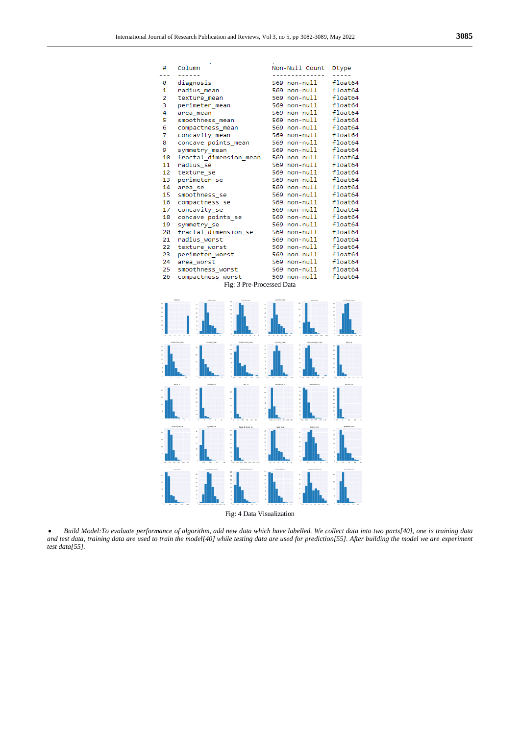```
 #   Column                    Non-Null Count  Dtype
---  ------                    --------------  -----
 0   diagnosis                 569 non-null    float64
 1   radius_mean               569 non-null    float64
 2   texture_mean              569 non-null    float64
 3   perimeter_mean            569 non-null    float64
 4   area_mean                 569 non-null    float64
 5   smoothness_mean           569 non-null    float64
 6   compactness_mean          569 non-null    float64
 7   concavity_mean            569 non-null    float64
 8   concave points_mean       569 non-null    float64
 9   symmetry_mean             569 non-null    float64
 10  fractal_dimension_mean    569 non-null    float64
 11  radius_se                 569 non-null    float64
 12  texture_se                569 non-null    float64
 13  perimeter_se              569 non-null    float64
 14  area_se                   569 non-null    float64
 15  smoothness_se             569 non-null    float64
 16  compactness_se            569 non-null    float64
 17  concavity_se              569 non-null    float64
 18  concave points_se         569 non-null    float64
 19  symmetry_se               569 non-null    float64
 20  fractal_dimension_se      569 non-null    float64
 21  radius_worst              569 non-null    float64
 22  texture_worst             569 non-null    float64
 23  perimeter_worst           569 non-null    float64
 24  area_worst                569 non-null    float64
 25  smoothness_worst          569 non-null    float64
 26  compactness_worst         569 non-null    float64
```

Fig: 3 Pre-Processed Data

Fig: 4 Data Visualization

- *Build Model:To evaluate performance of algorithm, add new data which have labelled. We collect data into two parts[40], one is training data and test data, training data are used to train the model[40] while testing data are used for prediction[55]. After building the model we are experiment test data[55].*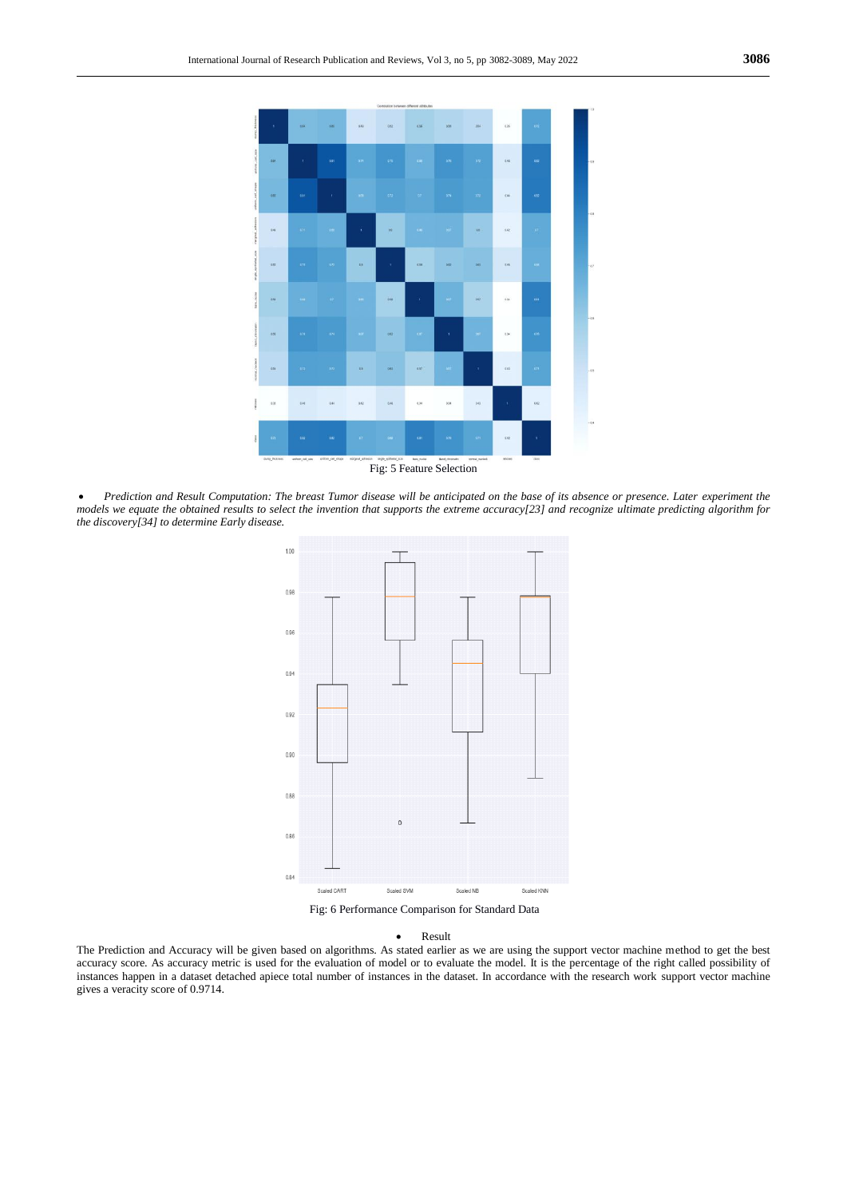Fig: 5 Feature Selection

- *Prediction and Result Computation: The breast Tumor disease will be anticipated on the base of its absence or presence. Later experiment the models we equate the obtained results to select the invention that supports the extreme accuracy[23] and recognize ultimate predicting algorithm for the discovery[34] to determine Early disease.*

Fig: 6 Performance Comparison for Standard Data

- Result

The Prediction and Accuracy will be given based on algorithms. As stated earlier as we are using the support vector machine method to get the best accuracy score. As accuracy metric is used for the evaluation of model or to evaluate the model. It is the percentage of the right called possibility of instances happen in a dataset detached apiece total number of instances in the dataset. In accordance with the research work support vector machine gives a veracity score of 0.9714.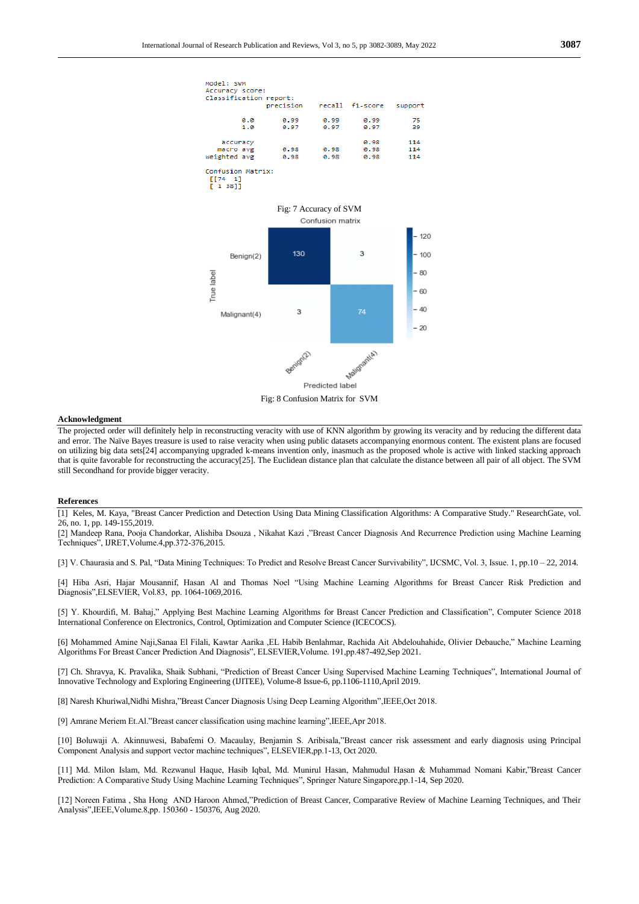```
Model: SVM
Accuracy score:
Classification report:
              precision    recall  f1-score   support

         0.0       0.99      0.99      0.99        75
         1.0       0.97      0.97      0.97        39

    accuracy                           0.98       114
   macro avg       0.98      0.98      0.98       114
weighted avg       0.98      0.98      0.98       114

Confusion Matrix:
 [[74  1]
 [ 1 38]]
```

Fig: 7 Accuracy of SVM

Fig: 8 Confusion Matrix for SVM

## Acknowledgment

The projected order will definitely help in reconstructing veracity with use of KNN algorithm by growing its veracity and by reducing the different data and error. The Naïve Bayes treasure is used to raise veracity when using public datasets accompanying enormous content. The existent plans are focused on utilizing big data sets[24] accompanying upgraded k-means invention only, inasmuch as the proposed whole is active with linked stacking approach that is quite favorable for reconstructing the accuracy[25]. The Euclidean distance plan that calculate the distance between all pair of all object. The SVM still Secondhand for provide bigger veracity.

## References

[1] Keles, M. Kaya, "Breast Cancer Prediction and Detection Using Data Mining Classification Algorithms: A Comparative Study." ResearchGate, vol. 26, no. 1, pp. 149-155,2019.

[2] Mandeep Rana, Pooja Chandorkar, Alishiba Dsouza , Nikahat Kazi ,"Breast Cancer Diagnosis And Recurrence Prediction using Machine Learning Techniques", IJRET,Volume.4,pp.372-376,2015.

[3] V. Chaurasia and S. Pal, "Data Mining Techniques: To Predict and Resolve Breast Cancer Survivability", IJCSMC, Vol. 3, Issue. 1, pp.10 – 22, 2014.

[4] Hiba Asri, Hajar Mousannif, Hasan Al and Thomas Noel "Using Machine Learning Algorithms for Breast Cancer Risk Prediction and Diagnosis",ELSEVIER, Vol.83, pp. 1064-1069,2016.

[5] Y. Khourdifi, M. Bahaj," Applying Best Machine Learning Algorithms for Breast Cancer Prediction and Classification", Computer Science 2018 International Conference on Electronics, Control, Optimization and Computer Science (ICECOCS).

[6] Mohammed Amine Naji,Sanaa El Filali, Kawtar Aarika ,EL Habib Benlahmar, Rachida Ait Abdelouhahide, Olivier Debauche," Machine Learning Algorithms For Breast Cancer Prediction And Diagnosis", ELSEVIER,Volume. 191,pp.487-492,Sep 2021.

[7] Ch. Shravya, K. Pravalika, Shaik Subhani, "Prediction of Breast Cancer Using Supervised Machine Learning Techniques", International Journal of Innovative Technology and Exploring Engineering (IJITEE), Volume-8 Issue-6, pp.1106-1110,April 2019.

[8] Naresh Khuriwal,Nidhi Mishra,"Breast Cancer Diagnosis Using Deep Learning Algorithm",IEEE,Oct 2018.

[9] Amrane Meriem Et.Al."Breast cancer classification using machine learning",IEEE,Apr 2018.

[10] Boluwaji A. Akinnuwesi, Babafemi O. Macaulay, Benjamin S. Aribisala,"Breast cancer risk assessment and early diagnosis using Principal Component Analysis and support vector machine techniques", ELSEVIER,pp.1-13, Oct 2020.

[11] Md. Milon Islam, Md. Rezwanul Haque, Hasib Iqbal, Md. Munirul Hasan, Mahmudul Hasan & Muhammad Nomani Kabir,"Breast Cancer Prediction: A Comparative Study Using Machine Learning Techniques", Springer Nature Singapore,pp.1-14, Sep 2020.

[12] Noreen Fatima , Sha Hong AND Haroon Ahmed,"Prediction of Breast Cancer, Comparative Review of Machine Learning Techniques, and Their Analysis",IEEE,Volume.8,pp. 150360 - 150376, Aug 2020.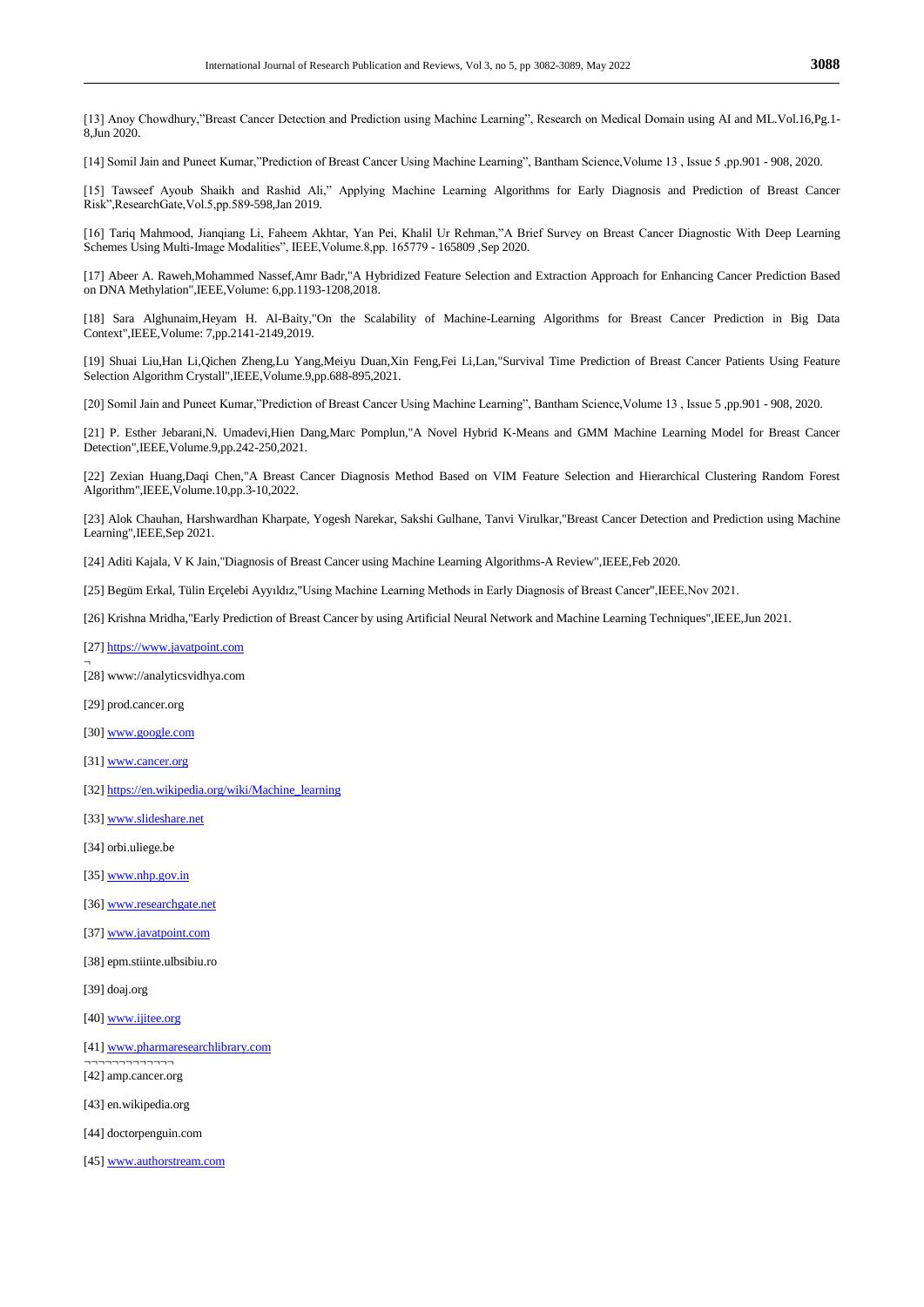[13] Anoy Chowdhury,"Breast Cancer Detection and Prediction using Machine Learning", Research on Medical Domain using AI and ML.Vol.16,Pg.1-8,Jun 2020.

[14] Somil Jain and Puneet Kumar,"Prediction of Breast Cancer Using Machine Learning", Bantham Science,Volume 13 , Issue 5 ,pp.901 - 908, 2020.

[15] Tawseef Ayoub Shaikh and Rashid Ali," Applying Machine Learning Algorithms for Early Diagnosis and Prediction of Breast Cancer Risk",ResearchGate,Vol.5,pp.589-598,Jan 2019.

[16] Tariq Mahmood, Jianqiang Li, Faheem Akhtar, Yan Pei, Khalil Ur Rehman,"A Brief Survey on Breast Cancer Diagnostic With Deep Learning Schemes Using Multi-Image Modalities", IEEE,Volume.8,pp. 165779 - 165809 ,Sep 2020.

[17] Abeer A. Raweh,Mohammed Nassef,Amr Badr,"A Hybridized Feature Selection and Extraction Approach for Enhancing Cancer Prediction Based on DNA Methylation",IEEE,Volume: 6,pp.1193-1208,2018.

[18] Sara Alghunaim,Heyam H. Al-Baity,"On the Scalability of Machine-Learning Algorithms for Breast Cancer Prediction in Big Data Context",IEEE,Volume: 7,pp.2141-2149,2019.

[19] Shuai Liu,Han Li,Qichen Zheng,Lu Yang,Meiyu Duan,Xin Feng,Fei Li,Lan,"Survival Time Prediction of Breast Cancer Patients Using Feature Selection Algorithm Crystall",IEEE,Volume.9,pp.688-895,2021.

[20] Somil Jain and Puneet Kumar,"Prediction of Breast Cancer Using Machine Learning", Bantham Science,Volume 13 , Issue 5 ,pp.901 - 908, 2020.

[21] P. Esther Jebarani,N. Umadevi,Hien Dang,Marc Pomplun,"A Novel Hybrid K-Means and GMM Machine Learning Model for Breast Cancer Detection",IEEE,Volume.9,pp.242-250,2021.

[22] Zexian Huang,Daqi Chen,"A Breast Cancer Diagnosis Method Based on VIM Feature Selection and Hierarchical Clustering Random Forest Algorithm",IEEE,Volume.10,pp.3-10,2022.

[23] Alok Chauhan, Harshwardhan Kharpate, Yogesh Narekar, Sakshi Gulhane, Tanvi Virulkar,"Breast Cancer Detection and Prediction using Machine Learning",IEEE,Sep 2021.

[24] Aditi Kajala, V K Jain,"Diagnosis of Breast Cancer using Machine Learning Algorithms-A Review",IEEE,Feb 2020.

[25] Begüm Erkal, Tülin Erçelebi Ayyıldız,"Using Machine Learning Methods in Early Diagnosis of Breast Cancer",IEEE,Nov 2021.

[26] Krishna Mridha,"Early Prediction of Breast Cancer by using Artificial Neural Network and Machine Learning Techniques",IEEE,Jun 2021.

[27] https://www.javatpoint.com

[28] www://analyticsvidhya.com

[29] prod.cancer.org

[30] www.google.com

[31] www.cancer.org

[32] https://en.wikipedia.org/wiki/Machine_learning

[33] www.slideshare.net

[34] orbi.uliege.be

[35] www.nhp.gov.in

[36] www.researchgate.net

[37] www.javatpoint.com

[38] epm.stiinte.ulbsibiu.ro

[39] doaj.org

[40] www.ijitee.org

[41] www.pharmaresearchlibrary.com

[42] amp.cancer.org

[43] en.wikipedia.org

[44] doctorpenguin.com

[45] www.authorstream.com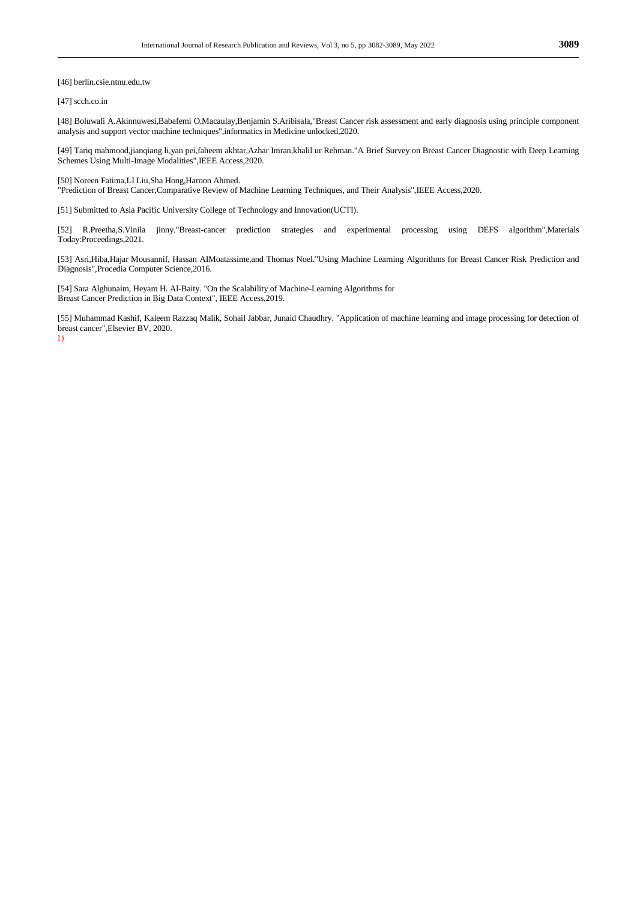[46] berlin.csie.ntnu.edu.tw

[47] scch.co.in

[48] Boluwali A.Akinnuwesi,Babafemi O.Macaulay,Benjamin S.Aribisala,"Breast Cancer risk assessment and early diagnosis using principle component analysis and support vector machine techniques",informatics in Medicine unlocked,2020.

[49] Tariq mahmood,jianqiang li,yan pei,faheem akhtar,Azhar Imran,khalil ur Rehman."A Brief Survey on Breast Cancer Diagnostic with Deep Learning Schemes Using Multi-Image Modalities",IEEE Access,2020.

[50] Noreen Fatima,LI Liu,Sha Hong,Haroon Ahmed.
"Prediction of Breast Cancer,Comparative Review of Machine Learning Techniques, and Their Analysis",IEEE Access,2020.

[51] Submitted to Asia Pacific University College of Technology and Innovation(UCTI).

[52] R.Preetha,S.Vinila jinny."Breast-cancer prediction strategies and experimental processing using DEFS algorithm",Materials Today:Proceedings,2021.

[53] Asri,Hiba,Hajar Mousannif, Hassan AIMoatassime,and Thomas Noel."Using Machine Learning Algorithms for Breast Cancer Risk Prediction and Diagnosis",Procedia Computer Science,2016.

[54] Sara Alghunaim, Heyam H. Al-Baity. "On the Scalability of Machine-Learning Algorithms for
Breast Cancer Prediction in Big Data Context", IEEE Access,2019.

[55] Muhammad Kashif, Kaleem Razzaq Malik, Sohail Jabbar, Junaid Chaudhry. "Application of machine learning and image processing for detection of breast cancer",Elsevier BV, 2020.

1)